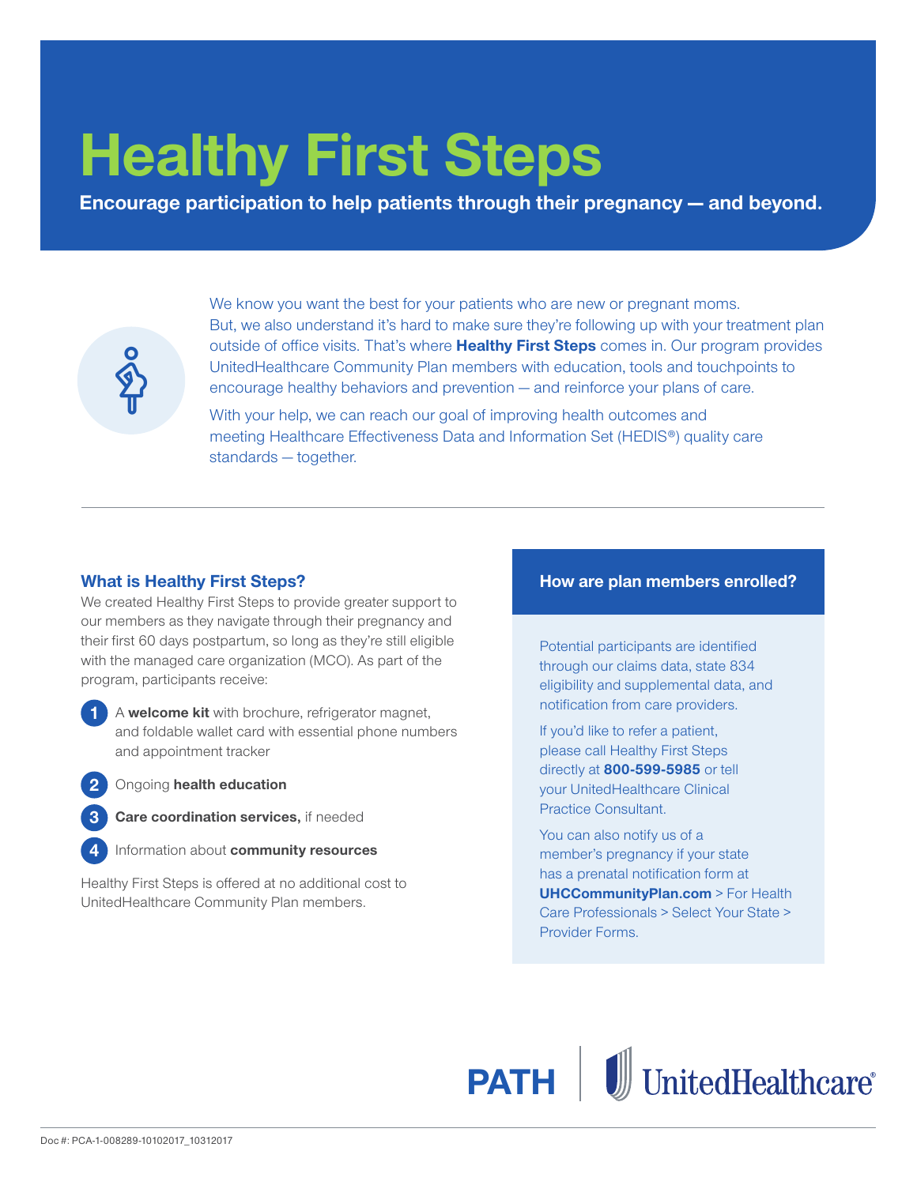# Healthy First Steps

**Encourage participation to help patients through their pregnancy — and beyond.**

We know you want the best for your patients who are new or pregnant moms. But, we also understand it's hard to make sure they're following up with your treatment plan outside of office visits. That's where **Healthy First Steps** comes in. Our program provides UnitedHealthcare Community Plan members with education, tools and touchpoints to encourage healthy behaviors and prevention — and reinforce your plans of care.

With your help, we can reach our goal of improving health outcomes and meeting Healthcare Effectiveness Data and Information Set (HEDIS®) quality care standards — together.

## What is Healthy First Steps?

We created Healthy First Steps to provide greater support to our members as they navigate through their pregnancy and their first 60 days postpartum, so long as they're still eligible with the managed care organization (MCO). As part of the program, participants receive:

1. A **welcome kit** with brochure, refrigerator magnet, and foldable wallet card with essential phone numbers and appointment tracker
2. Ongoing **health education**
3. **Care coordination services,** if needed
4. Information about **community resources**

Healthy First Steps is offered at no additional cost to UnitedHealthcare Community Plan members.

## How are plan members enrolled?

Potential participants are identified through our claims data, state 834 eligibility and supplemental data, and notification from care providers.

If you'd like to refer a patient, please call Healthy First Steps directly at **800-599-5985** or tell your UnitedHealthcare Clinical Practice Consultant.

You can also notify us of a member's pregnancy if your state has a prenatal notification form at **UHCCommunityPlan.com** > For Health Care Professionals > Select Your State > Provider Forms.

PATH | UnitedHealthcare®

Doc #: PCA-1-008289-10102017_10312017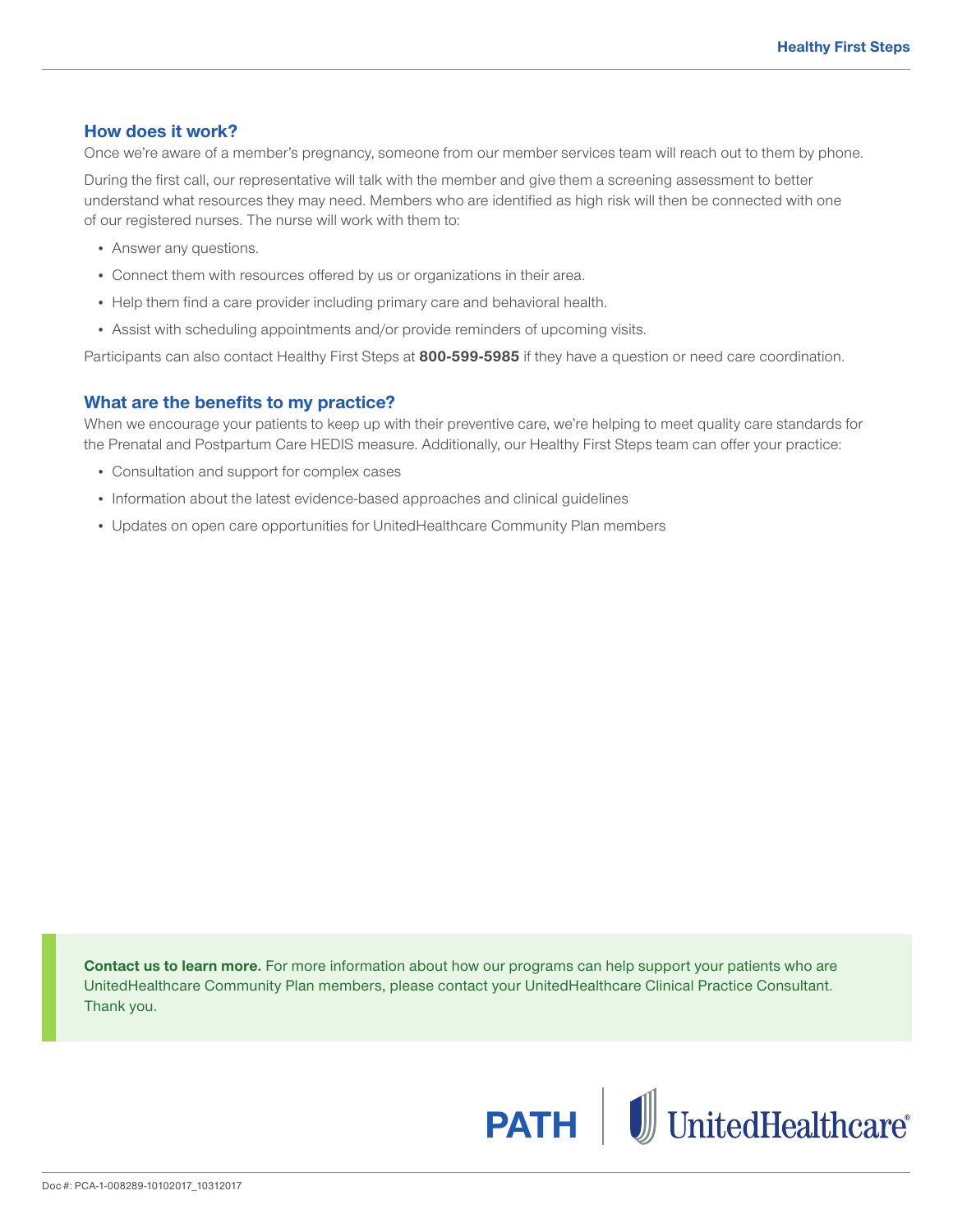## How does it work?

Once we're aware of a member's pregnancy, someone from our member services team will reach out to them by phone.

During the first call, our representative will talk with the member and give them a screening assessment to better understand what resources they may need. Members who are identified as high risk will then be connected with one of our registered nurses. The nurse will work with them to:

- Answer any questions.
- Connect them with resources offered by us or organizations in their area.
- Help them find a care provider including primary care and behavioral health.
- Assist with scheduling appointments and/or provide reminders of upcoming visits.

Participants can also contact Healthy First Steps at **800-599-5985** if they have a question or need care coordination.

## What are the benefits to my practice?

When we encourage your patients to keep up with their preventive care, we're helping to meet quality care standards for the Prenatal and Postpartum Care HEDIS measure. Additionally, our Healthy First Steps team can offer your practice:

- Consultation and support for complex cases
- Information about the latest evidence-based approaches and clinical guidelines
- Updates on open care opportunities for UnitedHealthcare Community Plan members

**Contact us to learn more.** For more information about how our programs can help support your patients who are UnitedHealthcare Community Plan members, please contact your UnitedHealthcare Clinical Practice Consultant. Thank you.

PATH | UnitedHealthcare®

Doc #: PCA-1-008289-10102017_10312017